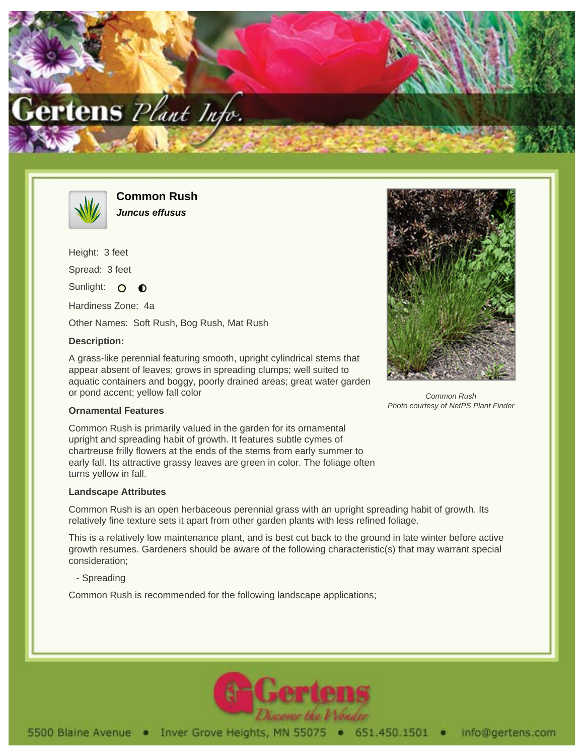# Common Rush

***Juncus effusus***

Height: 3 feet

Spread: 3 feet

Sunlight: ○ ◐

Hardiness Zone: 4a

Other Names: Soft Rush, Bog Rush, Mat Rush

### Description:

A grass-like perennial featuring smooth, upright cylindrical stems that appear absent of leaves; grows in spreading clumps; well suited to aquatic containers and boggy, poorly drained areas; great water garden or pond accent; yellow fall color

*Common Rush*
*Photo courtesy of NetPS Plant Finder*

### Ornamental Features

Common Rush is primarily valued in the garden for its ornamental upright and spreading habit of growth. It features subtle cymes of chartreuse frilly flowers at the ends of the stems from early summer to early fall. Its attractive grassy leaves are green in color. The foliage often turns yellow in fall.

### Landscape Attributes

Common Rush is an open herbaceous perennial grass with an upright spreading habit of growth. Its relatively fine texture sets it apart from other garden plants with less refined foliage.

This is a relatively low maintenance plant, and is best cut back to the ground in late winter before active growth resumes. Gardeners should be aware of the following characteristic(s) that may warrant special consideration;

- Spreading

Common Rush is recommended for the following landscape applications;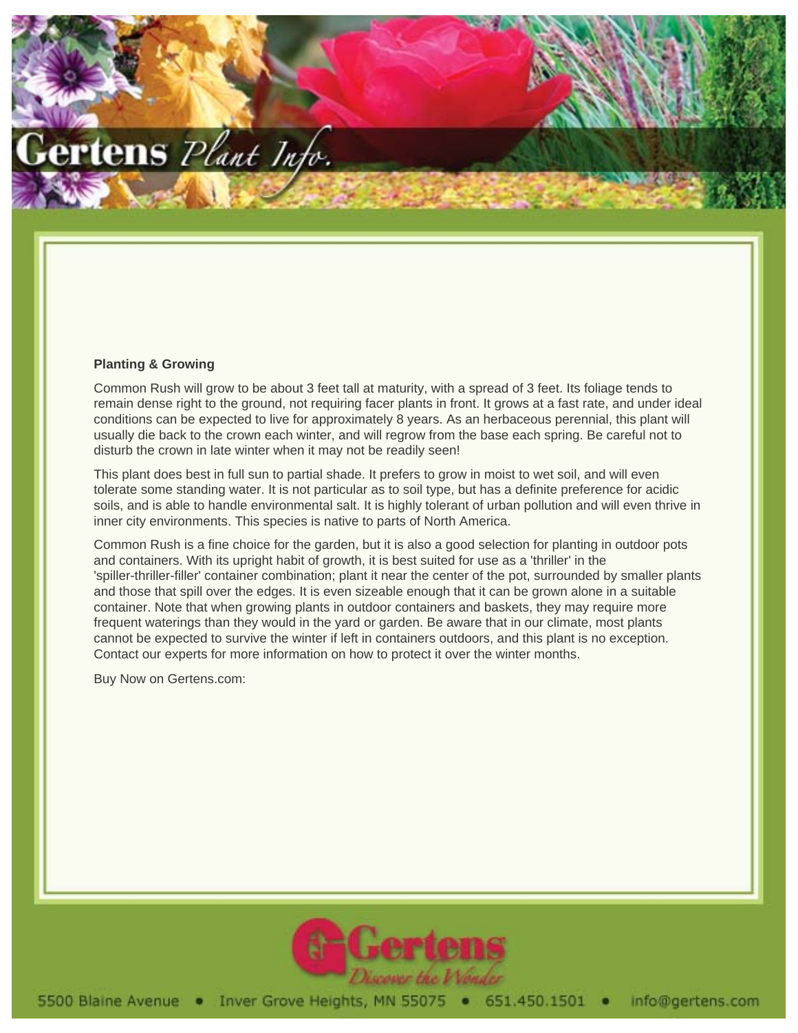**Planting & Growing**

Common Rush will grow to be about 3 feet tall at maturity, with a spread of 3 feet. Its foliage tends to remain dense right to the ground, not requiring facer plants in front. It grows at a fast rate, and under ideal conditions can be expected to live for approximately 8 years. As an herbaceous perennial, this plant will usually die back to the crown each winter, and will regrow from the base each spring. Be careful not to disturb the crown in late winter when it may not be readily seen!

This plant does best in full sun to partial shade. It prefers to grow in moist to wet soil, and will even tolerate some standing water. It is not particular as to soil type, but has a definite preference for acidic soils, and is able to handle environmental salt. It is highly tolerant of urban pollution and will even thrive in inner city environments. This species is native to parts of North America.

Common Rush is a fine choice for the garden, but it is also a good selection for planting in outdoor pots and containers. With its upright habit of growth, it is best suited for use as a 'thriller' in the 'spiller-thriller-filler' container combination; plant it near the center of the pot, surrounded by smaller plants and those that spill over the edges. It is even sizeable enough that it can be grown alone in a suitable container. Note that when growing plants in outdoor containers and baskets, they may require more frequent waterings than they would in the yard or garden. Be aware that in our climate, most plants cannot be expected to survive the winter if left in containers outdoors, and this plant is no exception. Contact our experts for more information on how to protect it over the winter months.

Buy Now on Gertens.com: